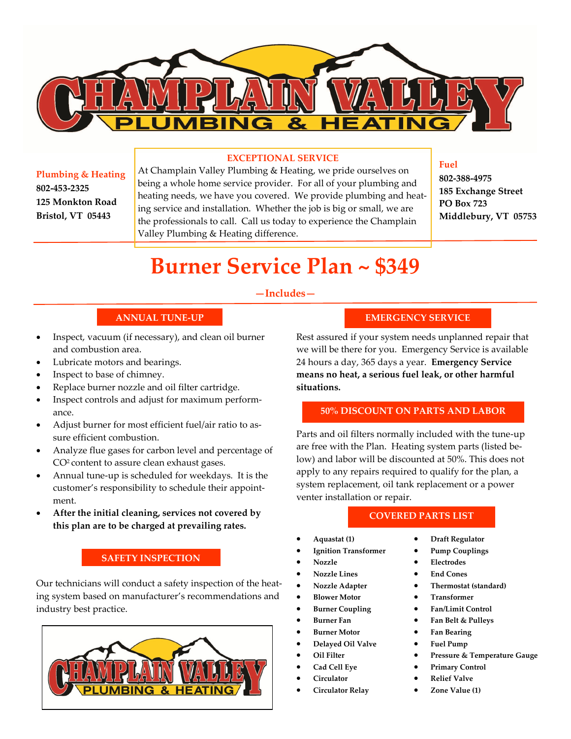# CHAMPLAIN VALLEY PLUMBING & HEATING

**Plumbing & Heating**
**802-453-2325**
**125 Monkton Road**
**Bristol, VT 05443**

**EXCEPTIONAL SERVICE**

At Champlain Valley Plumbing & Heating, we pride ourselves on being a whole home service provider. For all of your plumbing and heating needs, we have you covered. We provide plumbing and heating service and installation. Whether the job is big or small, we are the professionals to call. Call us today to experience the Champlain Valley Plumbing & Heating difference.

**Fuel**
**802-388-4975**
**185 Exchange Street**
**PO Box 723**
**Middlebury, VT 05753**

# Burner Service Plan ~ $349

**—Includes—**

## ANNUAL TUNE-UP

- Inspect, vacuum (if necessary), and clean oil burner and combustion area.
- Lubricate motors and bearings.
- Inspect to base of chimney.
- Replace burner nozzle and oil filter cartridge.
- Inspect controls and adjust for maximum performance.
- Adjust burner for most efficient fuel/air ratio to assure efficient combustion.
- Analyze flue gases for carbon level and percentage of $CO^2$ content to assure clean exhaust gases.
- Annual tune-up is scheduled for weekdays. It is the customer's responsibility to schedule their appointment.
- **After the initial cleaning, services not covered by this plan are to be charged at prevailing rates.**

## SAFETY INSPECTION

Our technicians will conduct a safety inspection of the heating system based on manufacturer's recommendations and industry best practice.

## EMERGENCY SERVICE

Rest assured if your system needs unplanned repair that we will be there for you. Emergency Service is available 24 hours a day, 365 days a year. **Emergency Service means no heat, a serious fuel leak, or other harmful situations.**

## 50% DISCOUNT ON PARTS AND LABOR

Parts and oil filters normally included with the tune-up are free with the Plan. Heating system parts (listed below) and labor will be discounted at 50%. This does not apply to any repairs required to qualify for the plan, a system replacement, oil tank replacement or a power venter installation or repair.

## COVERED PARTS LIST

- **Aquastat (1)**
- **Ignition Transformer**
- **Nozzle**
- **Nozzle Lines**
- **Nozzle Adapter**
- **Blower Motor**
- **Burner Coupling**
- **Burner Fan**
- **Burner Motor**
- **Delayed Oil Valve**
- **Oil Filter**
- **Cad Cell Eye**
- **Circulator**
- **Circulator Relay**
- **Draft Regulator**
- **Pump Couplings**
- **Electrodes**
- **End Cones**
- **Thermostat (standard)**
- **Transformer**
- **Fan/Limit Control**
- **Fan Belt & Pulleys**
- **Fan Bearing**
- **Fuel Pump**
- **Pressure & Temperature Gauge**
- **Primary Control**
- **Relief Valve**
- **Zone Value (1)**

CHAMPLAIN VALLEY PLUMBING & HEATING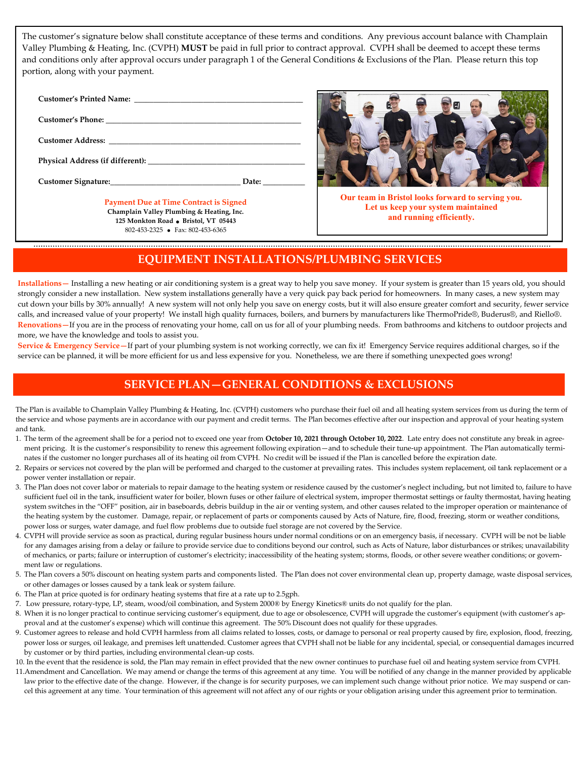The customer's signature below shall constitute acceptance of these terms and conditions. Any previous account balance with Champlain Valley Plumbing & Heating, Inc. (CVPH) **MUST** be paid in full prior to contract approval. CVPH shall be deemed to accept these terms and conditions only after approval occurs under paragraph 1 of the General Conditions & Exclusions of the Plan. Please return this top portion, along with your payment.

**Customer's Printed Name:** ________________________________________

**Customer's Phone:** ________________________________________

**Customer Address:** ________________________________________

**Physical Address (if different):** ________________________________________

**Customer Signature:**______________________________ **Date:** __________

**Payment Due at Time Contract is Signed**

**Champlain Valley Plumbing & Heating, Inc.**
**125 Monkton Road • Bristol, VT 05443**
802-453-2325 • Fax: 802-453-6365

**Our team in Bristol looks forward to serving you. Let us keep your system maintained and running efficiently.**

## EQUIPMENT INSTALLATIONS/PLUMBING SERVICES

**Installations—** Installing a new heating or air conditioning system is a great way to help you save money. If your system is greater than 15 years old, you should strongly consider a new installation. New system installations generally have a very quick pay back period for homeowners. In many cases, a new system may cut down your bills by 30% annually! A new system will not only help you save on energy costs, but it will also ensure greater comfort and security, fewer service calls, and increased value of your property! We install high quality furnaces, boilers, and burners by manufacturers like ThermoPride®, Buderus®, and Riello®.
**Renovations—**If you are in the process of renovating your home, call on us for all of your plumbing needs. From bathrooms and kitchens to outdoor projects and more, we have the knowledge and tools to assist you.
**Service & Emergency Service—**If part of your plumbing system is not working correctly, we can fix it! Emergency Service requires additional charges, so if the service can be planned, it will be more efficient for us and less expensive for you. Nonetheless, we are there if something unexpected goes wrong!

## SERVICE PLAN—GENERAL CONDITIONS & EXCLUSIONS

The Plan is available to Champlain Valley Plumbing & Heating, Inc. (CVPH) customers who purchase their fuel oil and all heating system services from us during the term of the service and whose payments are in accordance with our payment and credit terms. The Plan becomes effective after our inspection and approval of your heating system and tank.

1. The term of the agreement shall be for a period not to exceed one year from **October 10, 2021 through October 10, 2022**. Late entry does not constitute any break in agreement pricing. It is the customer's responsibility to renew this agreement following expiration—and to schedule their tune-up appointment. The Plan automatically terminates if the customer no longer purchases all of its heating oil from CVPH. No credit will be issued if the Plan is cancelled before the expiration date.
2. Repairs or services not covered by the plan will be performed and charged to the customer at prevailing rates. This includes system replacement, oil tank replacement or a power venter installation or repair.
3. The Plan does not cover labor or materials to repair damage to the heating system or residence caused by the customer's neglect including, but not limited to, failure to have sufficient fuel oil in the tank, insufficient water for boiler, blown fuses or other failure of electrical system, improper thermostat settings or faulty thermostat, having heating system switches in the "OFF" position, air in baseboards, debris buildup in the air or venting system, and other causes related to the improper operation or maintenance of the heating system by the customer. Damage, repair, or replacement of parts or components caused by Acts of Nature, fire, flood, freezing, storm or weather conditions, power loss or surges, water damage, and fuel flow problems due to outside fuel storage are not covered by the Service.
4. CVPH will provide service as soon as practical, during regular business hours under normal conditions or on an emergency basis, if necessary. CVPH will be not be liable for any damages arising from a delay or failure to provide service due to conditions beyond our control, such as Acts of Nature, labor disturbances or strikes; unavailability of mechanics, or parts; failure or interruption of customer's electricity; inaccessibility of the heating system; storms, floods, or other severe weather conditions; or government law or regulations.
5. The Plan covers a 50% discount on heating system parts and components listed. The Plan does not cover environmental clean up, property damage, waste disposal services, or other damages or losses caused by a tank leak or system failure.
6. The Plan at price quoted is for ordinary heating systems that fire at a rate up to 2.5gph.
7. Low pressure, rotary-type, LP, steam, wood/oil combination, and System 2000® by Energy Kinetics® units do not qualify for the plan.
8. When it is no longer practical to continue servicing customer's equipment, due to age or obsolescence, CVPH will upgrade the customer's equipment (with customer's approval and at the customer's expense) which will continue this agreement. The 50% Discount does not qualify for these upgrades.
9. Customer agrees to release and hold CVPH harmless from all claims related to losses, costs, or damage to personal or real property caused by fire, explosion, flood, freezing, power loss or surges, oil leakage, and premises left unattended. Customer agrees that CVPH shall not be liable for any incidental, special, or consequential damages incurred by customer or by third parties, including environmental clean-up costs.
10. In the event that the residence is sold, the Plan may remain in effect provided that the new owner continues to purchase fuel oil and heating system service from CVPH.
11. Amendment and Cancellation. We may amend or change the terms of this agreement at any time. You will be notified of any change in the manner provided by applicable law prior to the effective date of the change. However, if the change is for security purposes, we can implement such change without prior notice. We may suspend or cancel this agreement at any time. Your termination of this agreement will not affect any of our rights or your obligation arising under this agreement prior to termination.